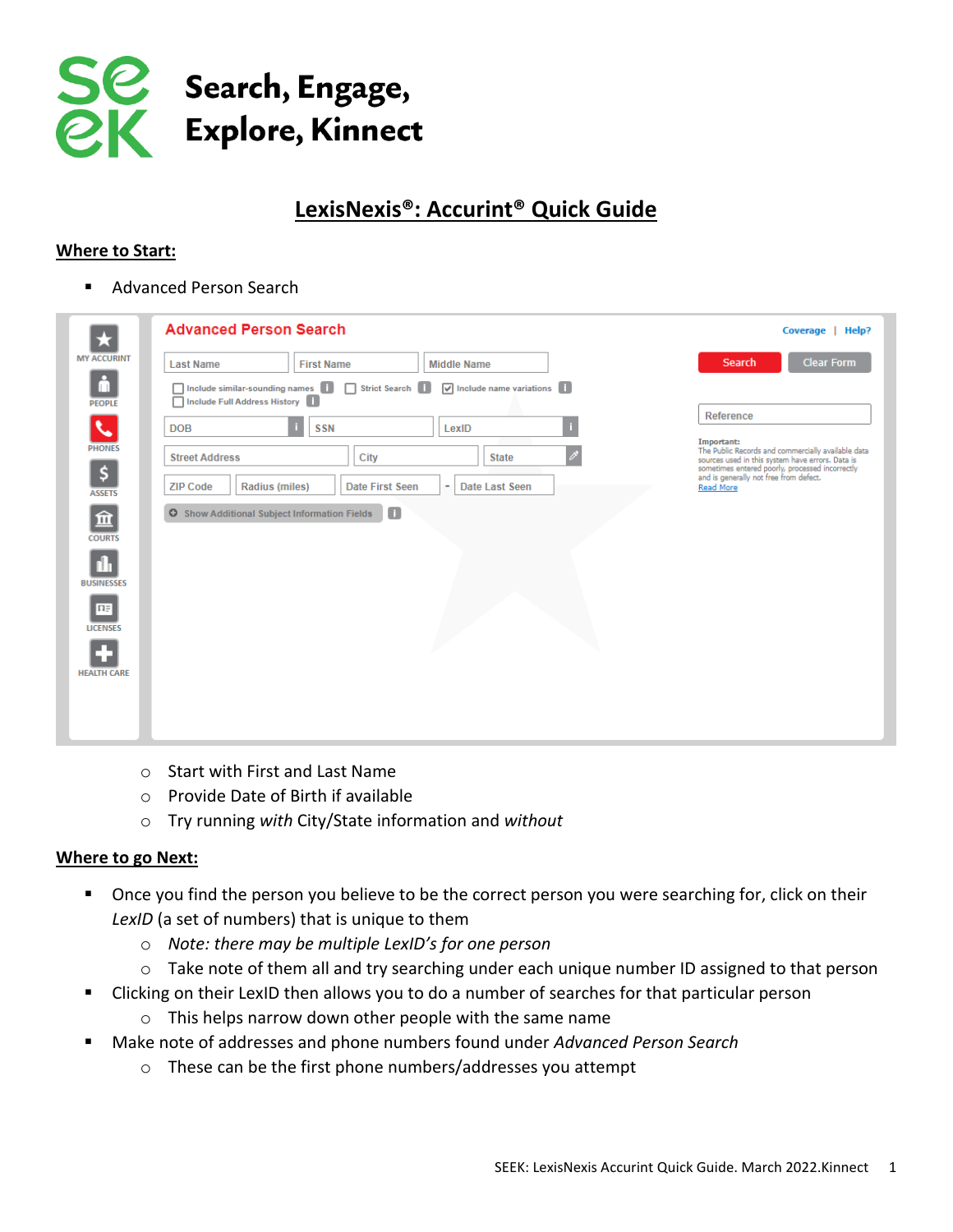# Search, Engage, Explore, Kinnect

## LexisNexis®: Accurint® Quick Guide

### Where to Start:

- Advanced Person Search
  - Start with First and Last Name
  - Provide Date of Birth if available
  - Try running *with* City/State information and *without*

### Where to go Next:

- Once you find the person you believe to be the correct person you were searching for, click on their *LexID* (a set of numbers) that is unique to them
  - *Note: there may be multiple LexID's for one person*
  - Take note of them all and try searching under each unique number ID assigned to that person
- Clicking on their LexID then allows you to do a number of searches for that particular person
  - This helps narrow down other people with the same name
- Make note of addresses and phone numbers found under *Advanced Person Search*
  - These can be the first phone numbers/addresses you attempt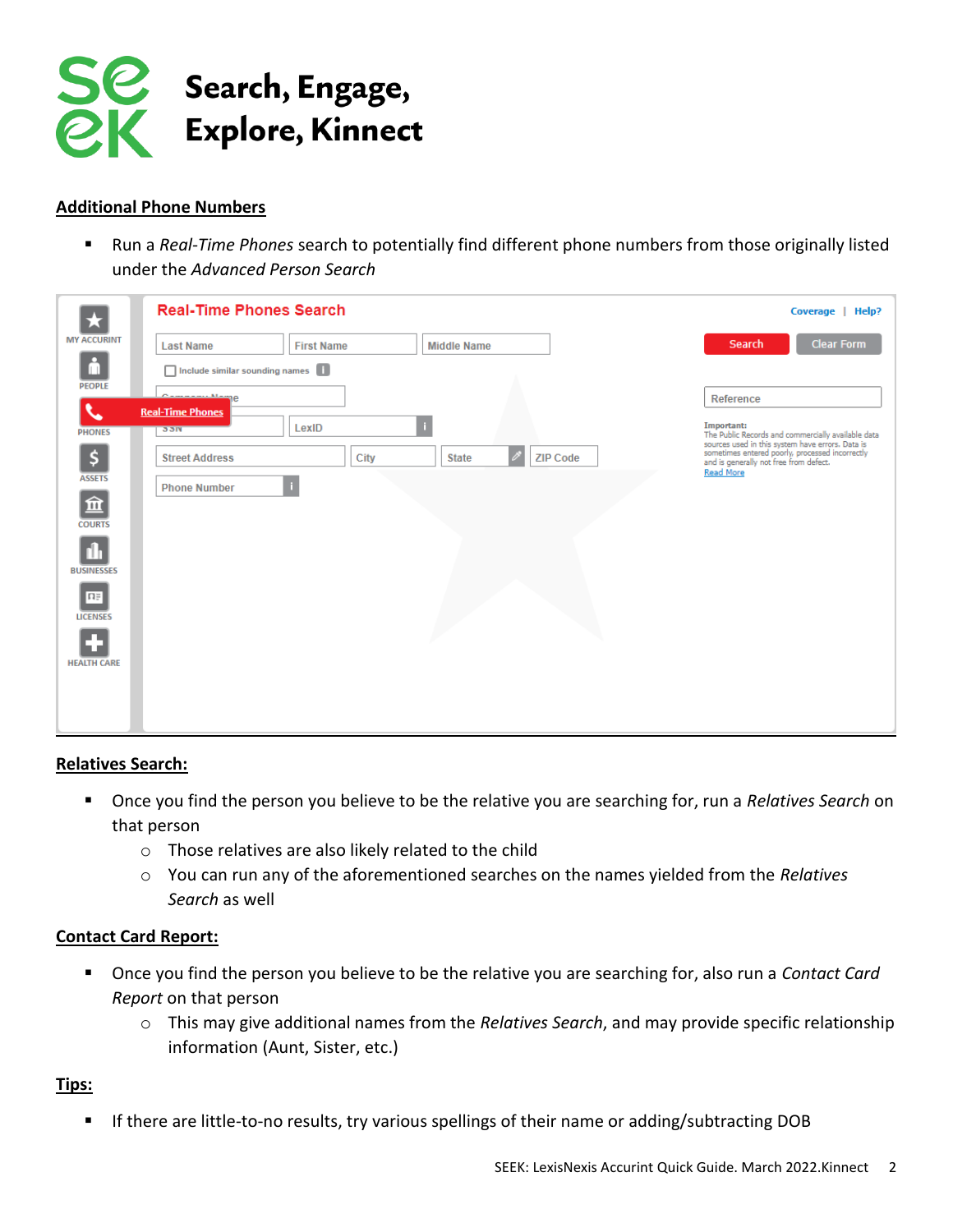# Search, Engage, Explore, Kinnect

## Additional Phone Numbers

- Run a *Real-Time Phones* search to potentially find different phone numbers from those originally listed under the *Advanced Person Search*

## Relatives Search:

- Once you find the person you believe to be the relative you are searching for, run a *Relatives Search* on that person
  - Those relatives are also likely related to the child
  - You can run any of the aforementioned searches on the names yielded from the *Relatives Search* as well

## Contact Card Report:

- Once you find the person you believe to be the relative you are searching for, also run a *Contact Card Report* on that person
  - This may give additional names from the *Relatives Search*, and may provide specific relationship information (Aunt, Sister, etc.)

## Tips:

- If there are little-to-no results, try various spellings of their name or adding/subtracting DOB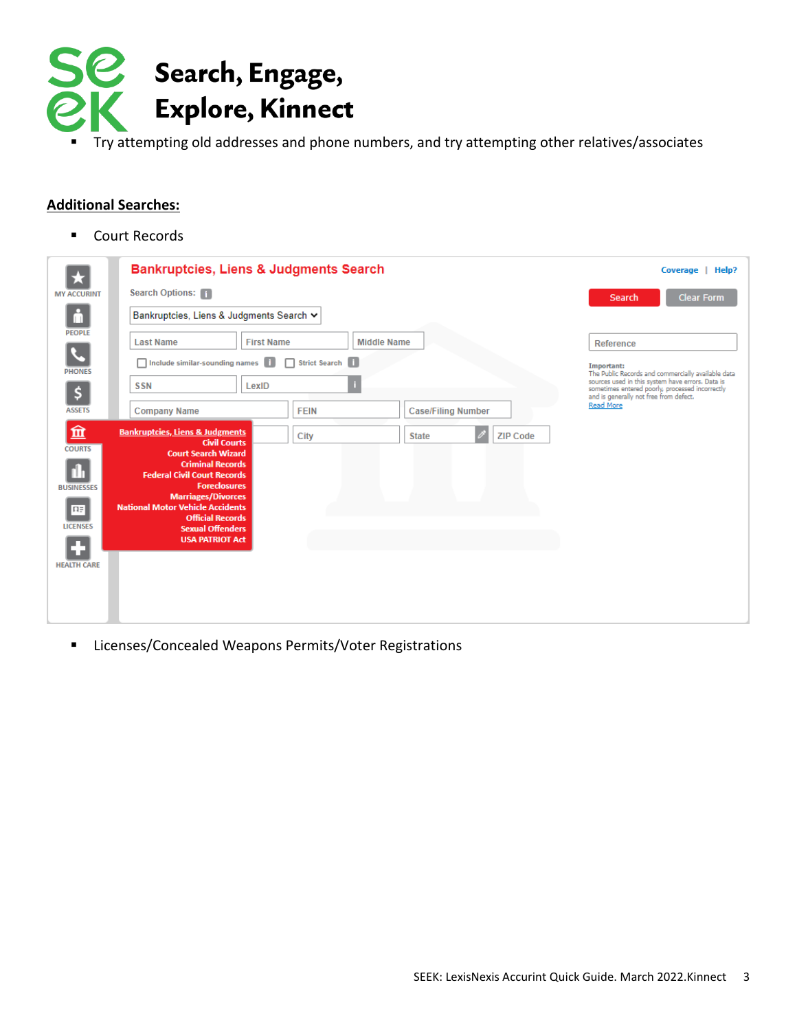- Try attempting old addresses and phone numbers, and try attempting other relatives/associates

## Additional Searches:

- Court Records

- Licenses/Concealed Weapons Permits/Voter Registrations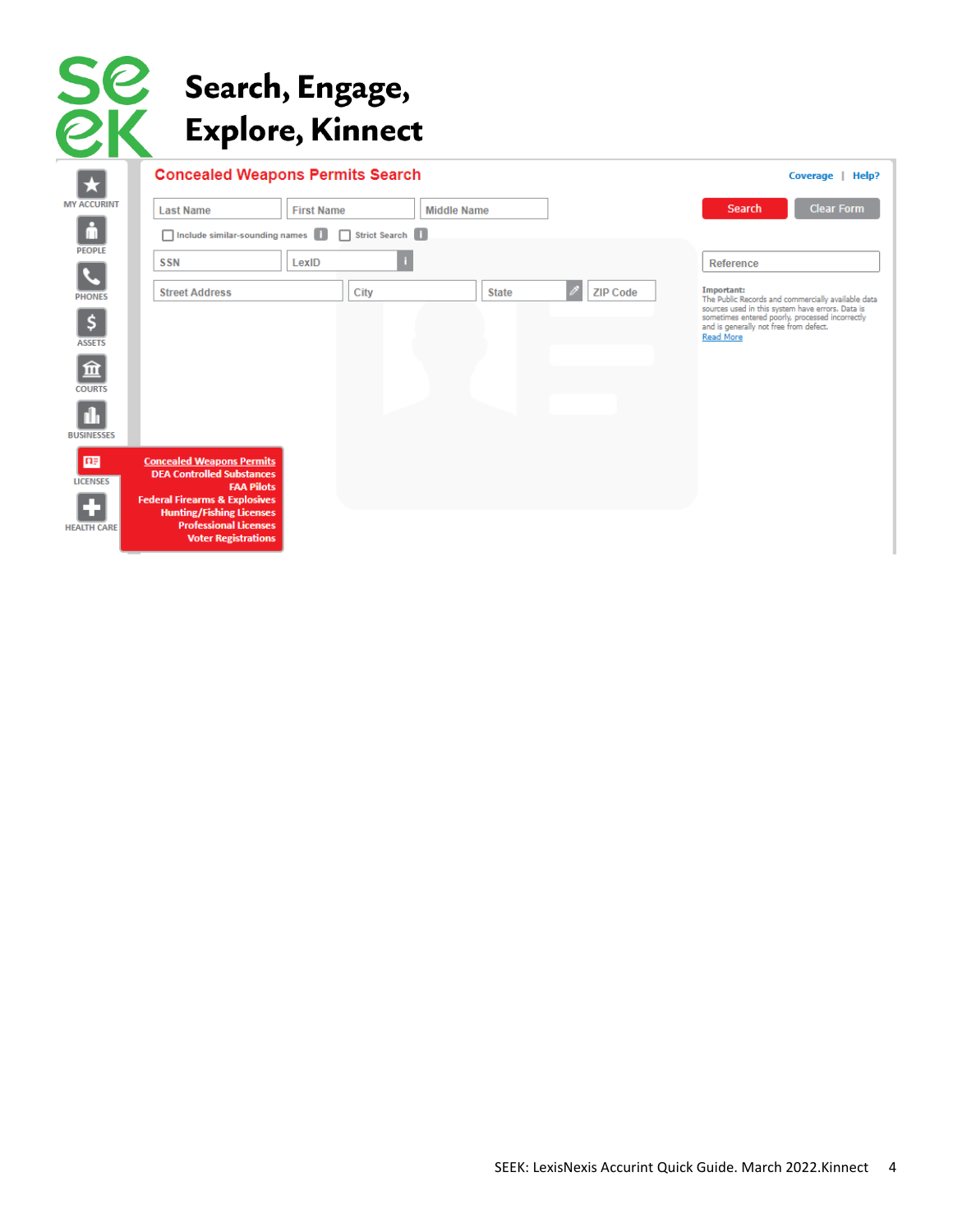# Search, Engage, Explore, Kinnect

## Concealed Weapons Permits Search

Coverage | Help?

Last Name | First Name | Middle Name

Search | Clear Form

Include similar-sounding names | Strict Search

SSN | LexID

Reference

Street Address | City | State | ZIP Code

**Important:**
The Public Records and commercially available data sources used in this system have errors. Data is sometimes entered poorly, processed incorrectly and is generally not free from defect.
Read More

MY ACCURINT

PEOPLE

PHONES

ASSETS

COURTS

BUSINESSES

LICENSES

HEALTH CARE

- Concealed Weapons Permits
- DEA Controlled Substances
- FAA Pilots
- Federal Firearms & Explosives
- Hunting/Fishing Licenses
- Professional Licenses
- Voter Registrations